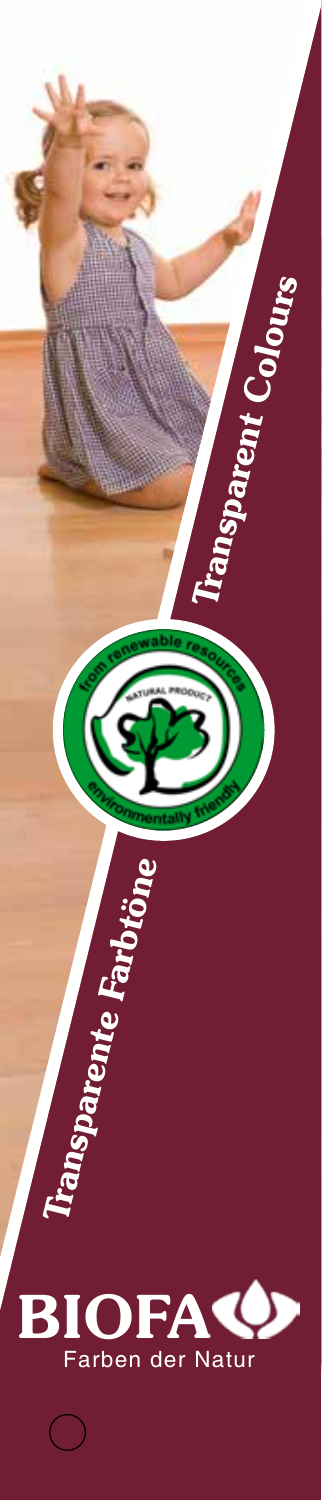*Transparent Colours*

from renewable resources

NATURAL PRODUCT

environmentally friendly

*Transparente Farbtöne*

**BIOFA**

Farben der Natur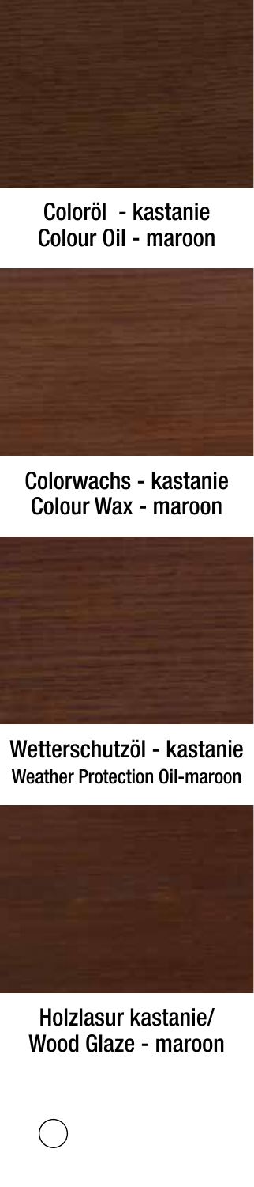Coloröl - kastanie
Colour Oil - maroon

Colorwachs - kastanie
Colour Wax - maroon

Wetterschutzöl - kastanie
Weather Protection Oil-maroon

Holzlasur kastanie/
Wood Glaze - maroon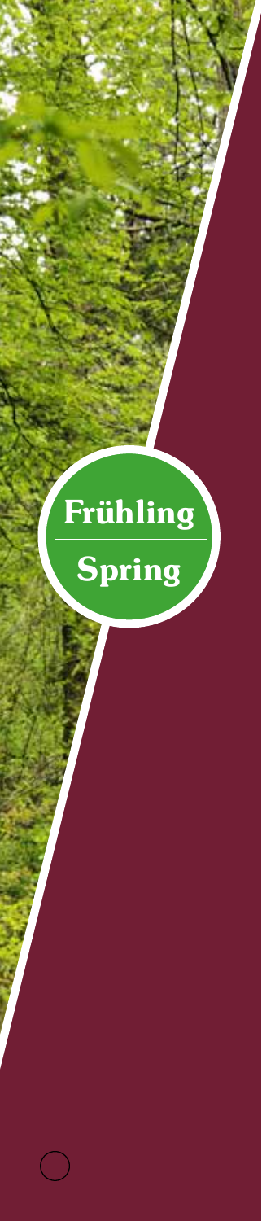# Frühling

# Spring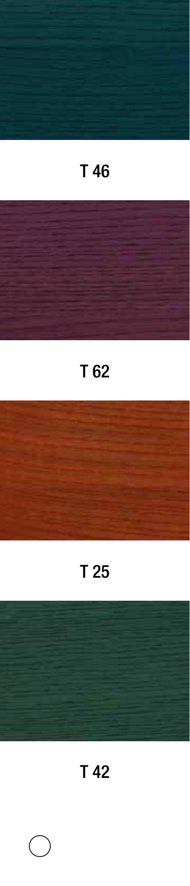T 46

T 62

T 25

T 42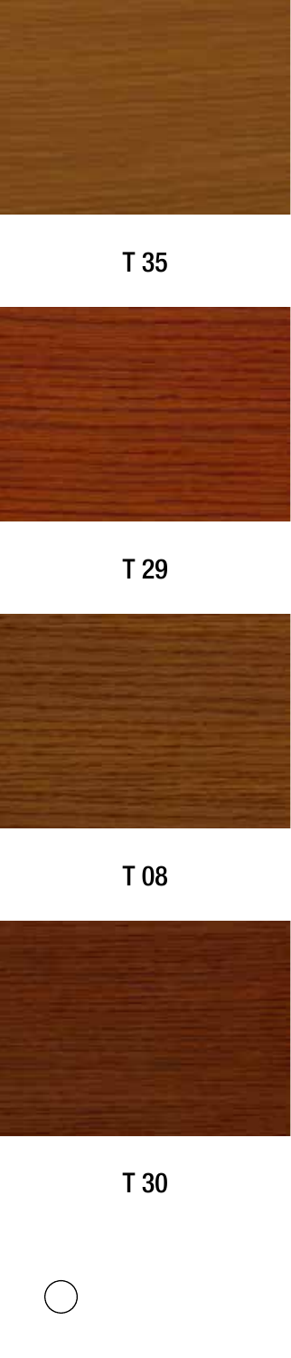T 35

T 29

T 08

T 30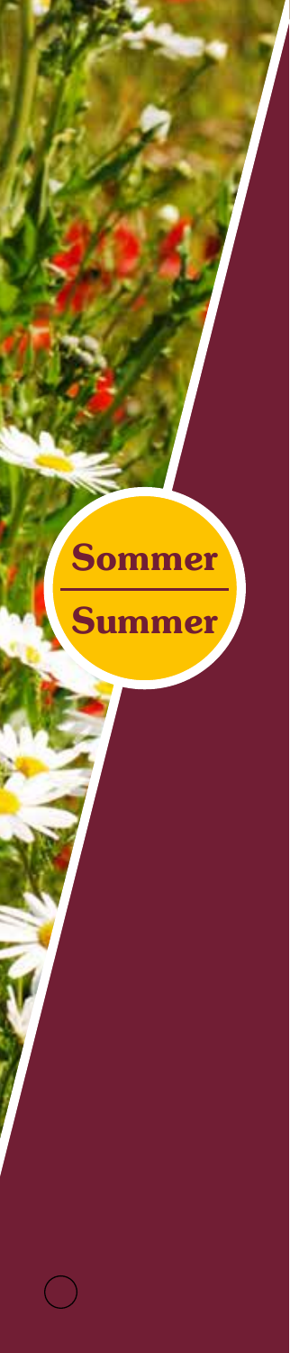# Sommer

# Summer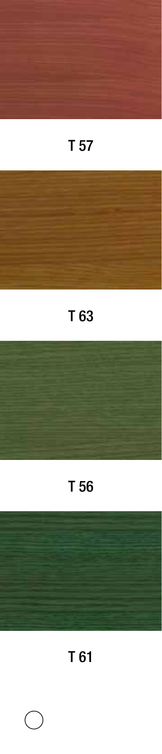T 57

T 63

T 56

T 61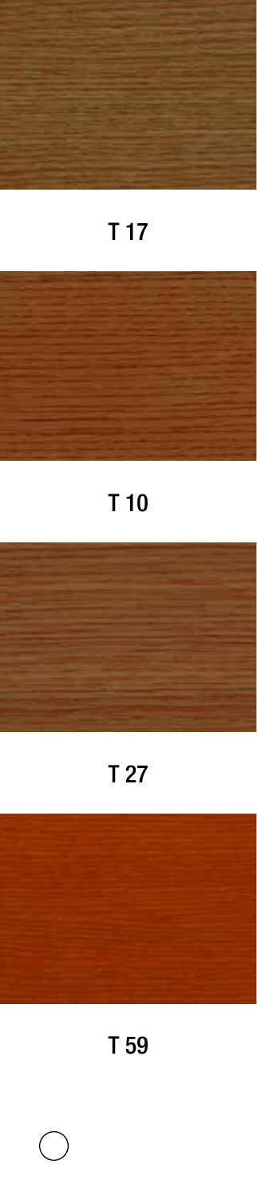T 17

T 10

T 27

T 59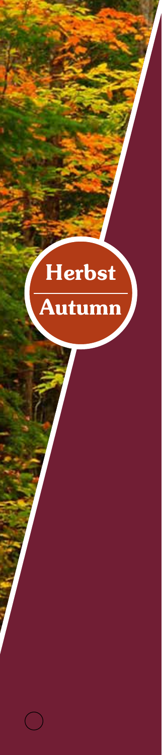# Herbst

# Autumn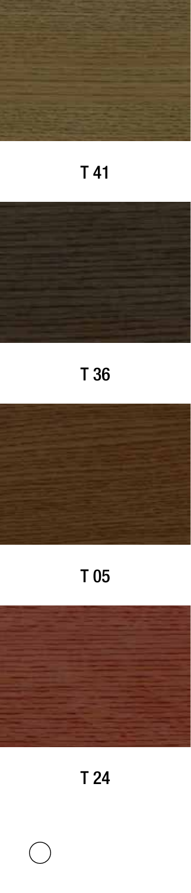T 41

T 36

T 05

T 24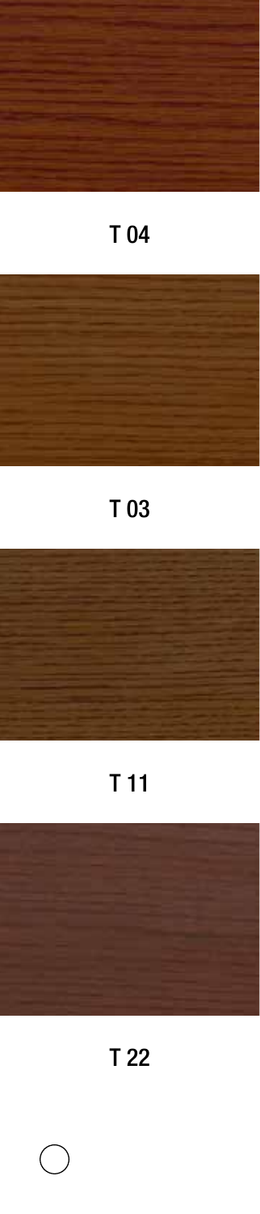T 04

T 03

T 11

T 22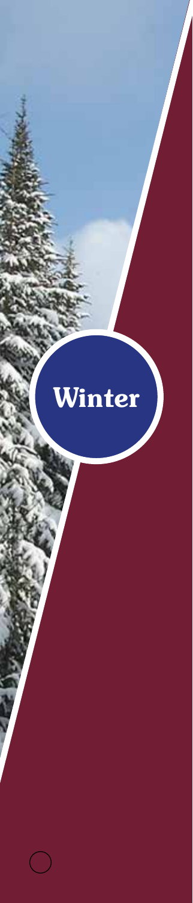# Winter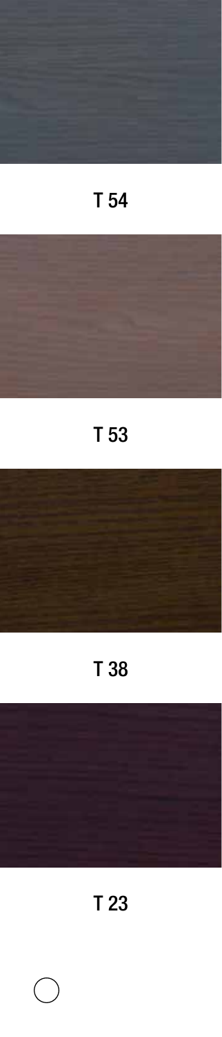T 54

T 53

T 38

T 23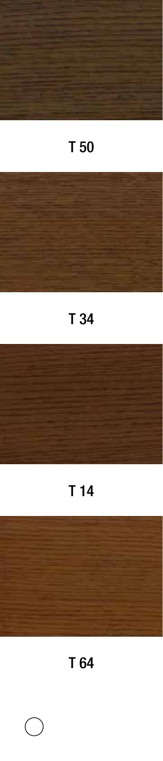T 50

T 34

T 14

T 64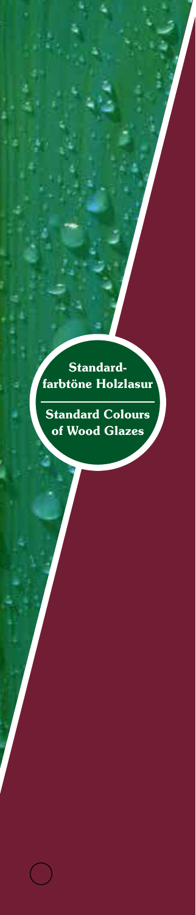**Standard-farbtöne Holzlasur**

**Standard Colours of Wood Glazes**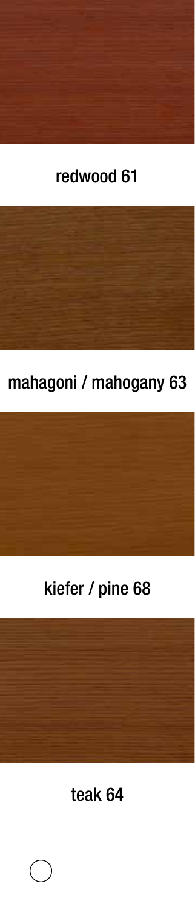redwood 61

mahagoni / mahogany 63

kiefer / pine 68

teak 64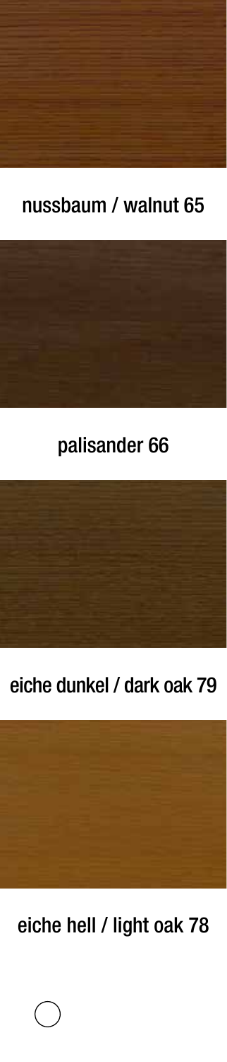nussbaum / walnut 65

palisander 66

eiche dunkel / dark oak 79

eiche hell / light oak 78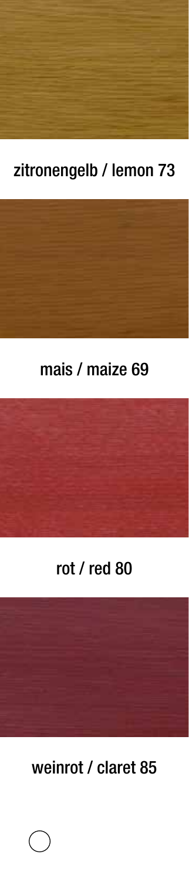zitronengelb / lemon 73

mais / maize 69

rot / red 80

weinrot / claret 85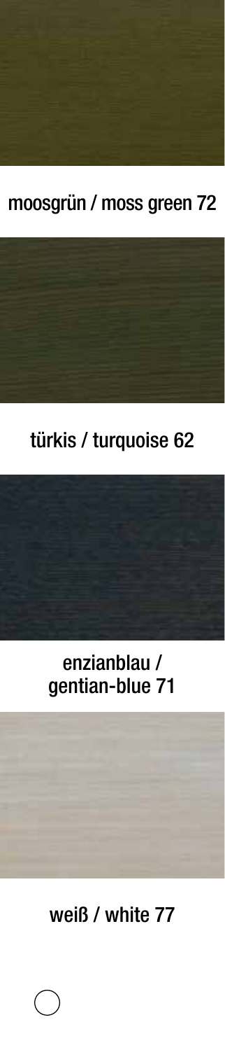moosgrün / moss green 72

türkis / turquoise 62

enzianblau / gentian-blue 71

weiß / white 77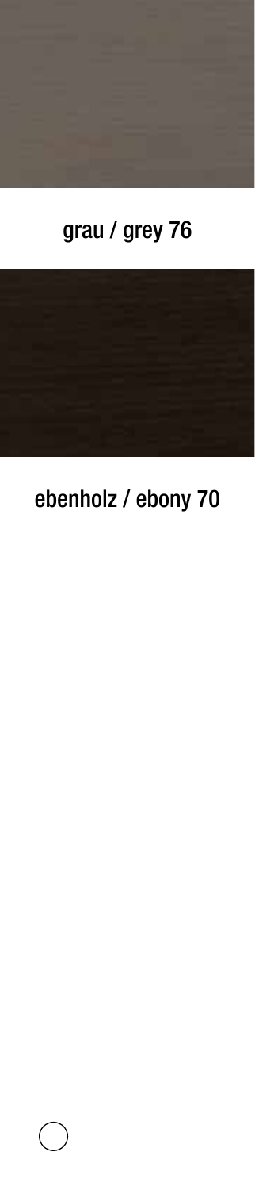grau / grey 76

ebenholz / ebony 70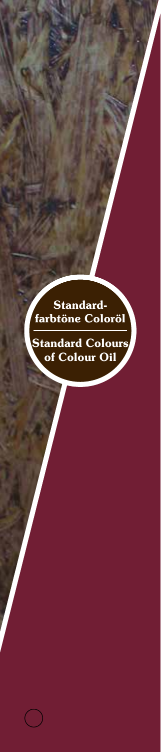**Standard-farbtöne Coloröl**

**Standard Colours of Colour Oil**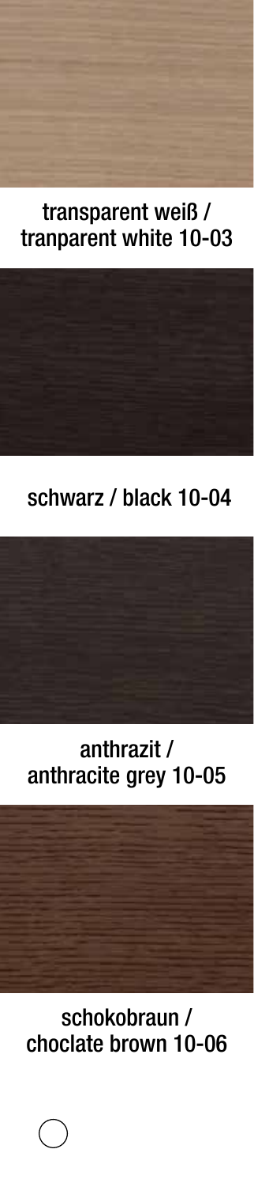transparent weiß / tranparent white 10-03

schwarz / black 10-04

anthrazit / anthracite grey 10-05

schokobraun / choclate brown 10-06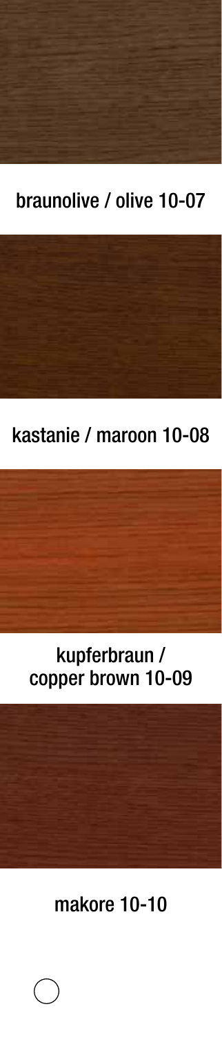braunolive / olive 10-07

kastanie / maroon 10-08

kupferbraun /
copper brown 10-09

makore 10-10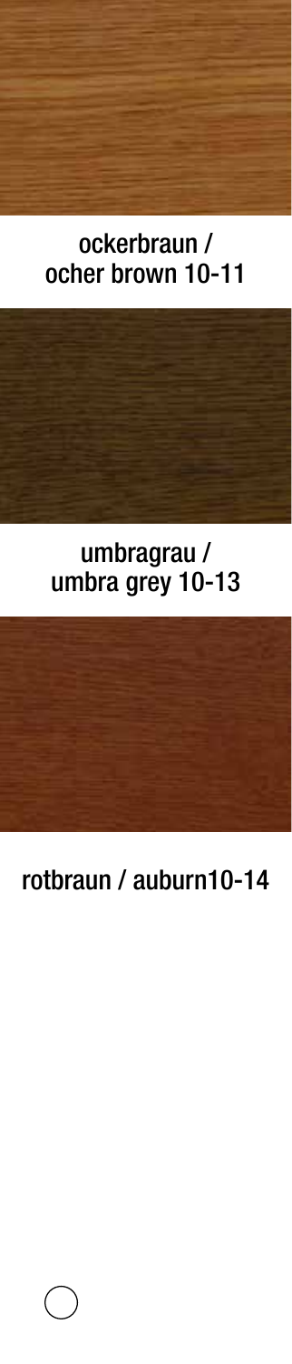ockerbraun /
ocher brown 10-11

umbragrau /
umbra grey 10-13

rotbraun / auburn10-14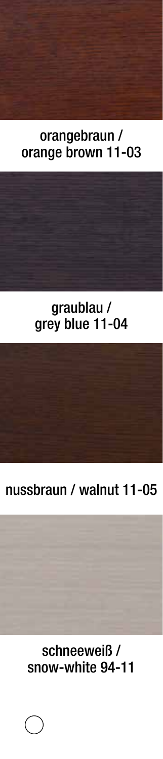orangebraun /
orange brown 11-03

graublau /
grey blue 11-04

nussbraun / walnut 11-05

schneeweiß /
snow-white 94-11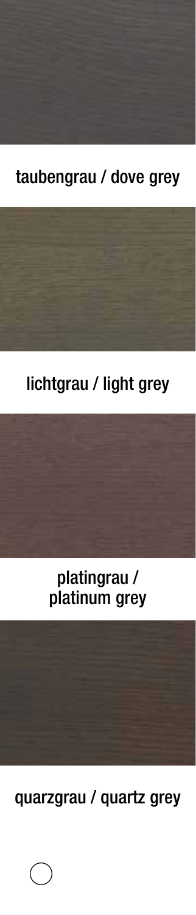taubengrau / dove grey

lichtgrau / light grey

platingrau /
platinum grey

quarzgrau / quartz grey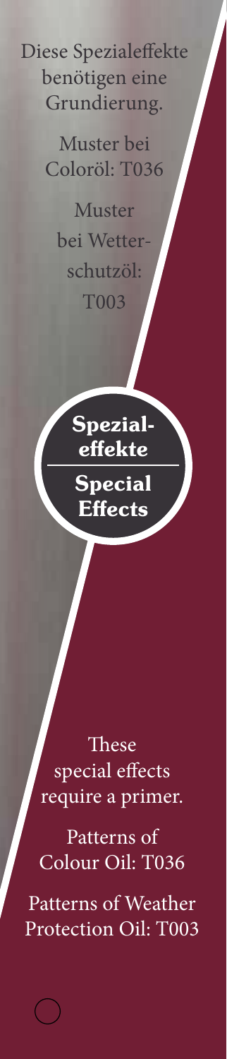Diese Spezialeffekte benötigen eine Grundierung.

Muster bei Coloröl: T036

Muster bei Wetterschutzöl: T003

## Spezialeffekte

## Special Effects

These special effects require a primer.

Patterns of Colour Oil: T036

Patterns of Weather Protection Oil: T003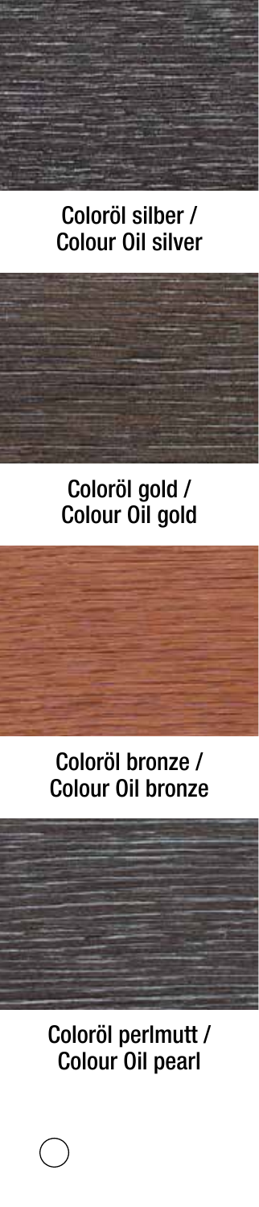Coloröl silber /
Colour Oil silver

Coloröl gold /
Colour Oil gold

Coloröl bronze /
Colour Oil bronze

Coloröl perlmutt /
Colour Oil pearl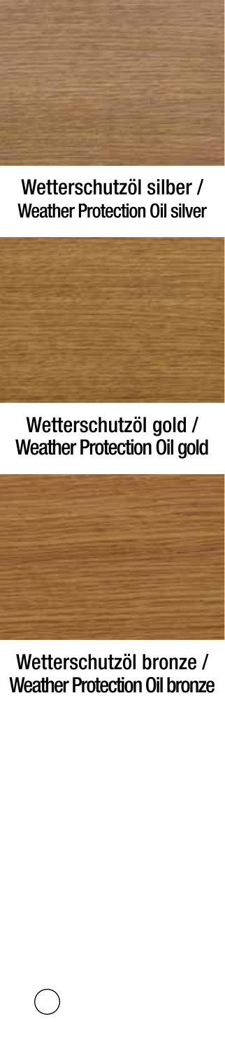Wetterschutzöl silber /
Weather Protection Oil silver

Wetterschutzöl gold /
Weather Protection Oil gold

Wetterschutzöl bronze /
Weather Protection Oil bronze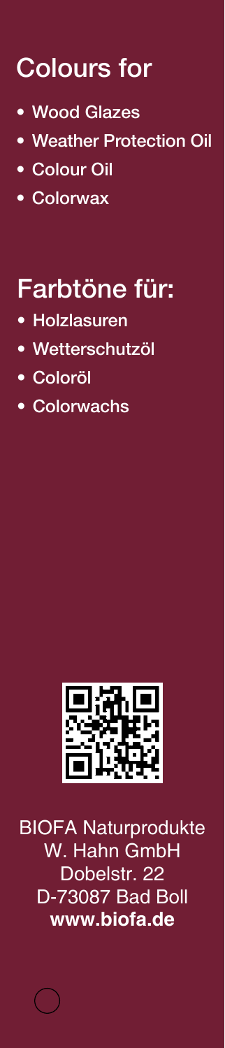## Colours for

- Wood Glazes
- Weather Protection Oil
- Colour Oil
- Colorwax

## Farbtöne für:

- Holzlasuren
- Wetterschutzöl
- Coloröl
- Colorwachs

BIOFA Naturprodukte
W. Hahn GmbH
Dobelstr. 22
D-73087 Bad Boll
**www.biofa.de**